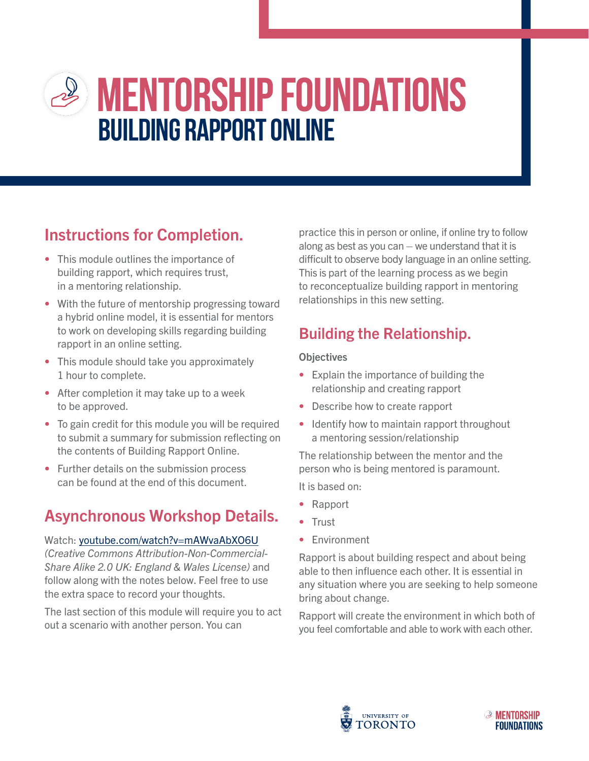# MENTORSHIP FOUNDATIONS
## BUILDING RAPPORT ONLINE

## Instructions for Completion.

- This module outlines the importance of building rapport, which requires trust, in a mentoring relationship.
- With the future of mentorship progressing toward a hybrid online model, it is essential for mentors to work on developing skills regarding building rapport in an online setting.
- This module should take you approximately 1 hour to complete.
- After completion it may take up to a week to be approved.
- To gain credit for this module you will be required to submit a summary for submission reflecting on the contents of Building Rapport Online.
- Further details on the submission process can be found at the end of this document.

## Asynchronous Workshop Details.

Watch: youtube.com/watch?v=mAWvaAbXO6U *(Creative Commons Attribution-Non-Commercial-Share Alike 2.0 UK: England & Wales License)* and follow along with the notes below. Feel free to use the extra space to record your thoughts.

The last section of this module will require you to act out a scenario with another person. You can practice this in person or online, if online try to follow along as best as you can – we understand that it is difficult to observe body language in an online setting. This is part of the learning process as we begin to reconceptualize building rapport in mentoring relationships in this new setting.

## Building the Relationship.

**Objectives**

- Explain the importance of building the relationship and creating rapport
- Describe how to create rapport
- Identify how to maintain rapport throughout a mentoring session/relationship

The relationship between the mentor and the person who is being mentored is paramount.

It is based on:

- Rapport
- Trust
- Environment

Rapport is about building respect and about being able to then influence each other. It is essential in any situation where you are seeking to help someone bring about change.

Rapport will create the environment in which both of you feel comfortable and able to work with each other.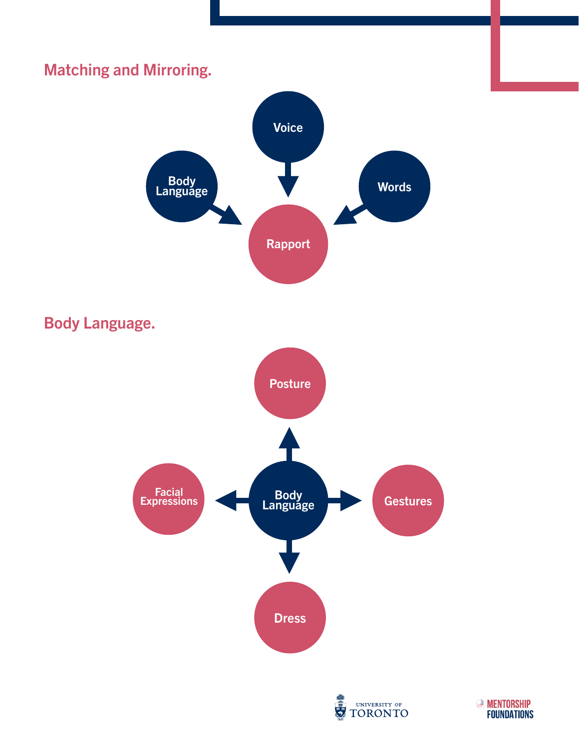## Matching and Mirroring.

Voice

Body Language

Words

Rapport

## Body Language.

Posture

Facial Expressions

Body Language

Gestures

Dress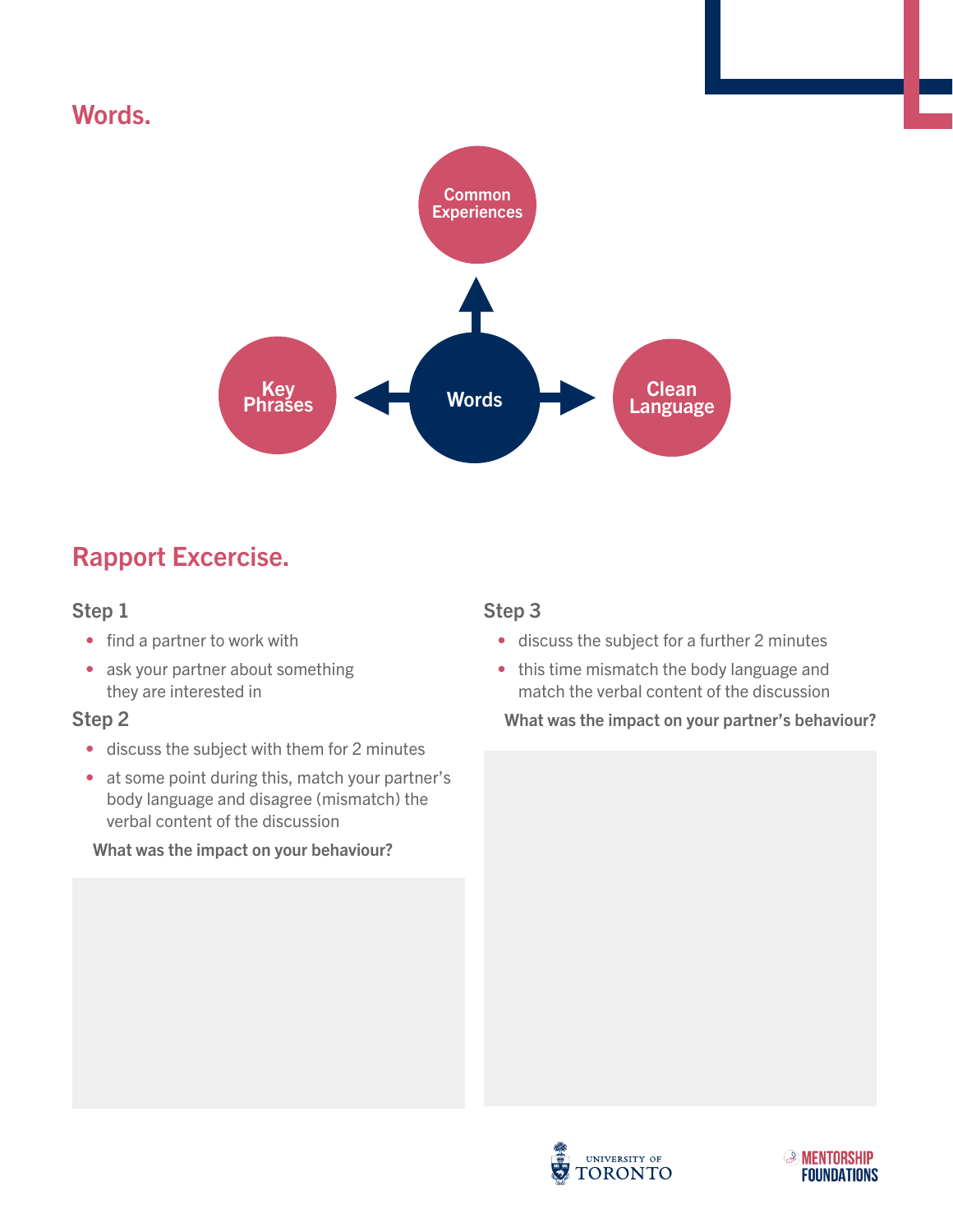## Words.

Common Experiences

Key Phrases

Words

Clean Language

## Rapport Excercise.

### Step 1

- find a partner to work with
- ask your partner about something they are interested in

### Step 2

- discuss the subject with them for 2 minutes
- at some point during this, match your partner's body language and disagree (mismatch) the verbal content of the discussion

**What was the impact on your behaviour?**

### Step 3

- discuss the subject for a further 2 minutes
- this time mismatch the body language and match the verbal content of the discussion

**What was the impact on your partner's behaviour?**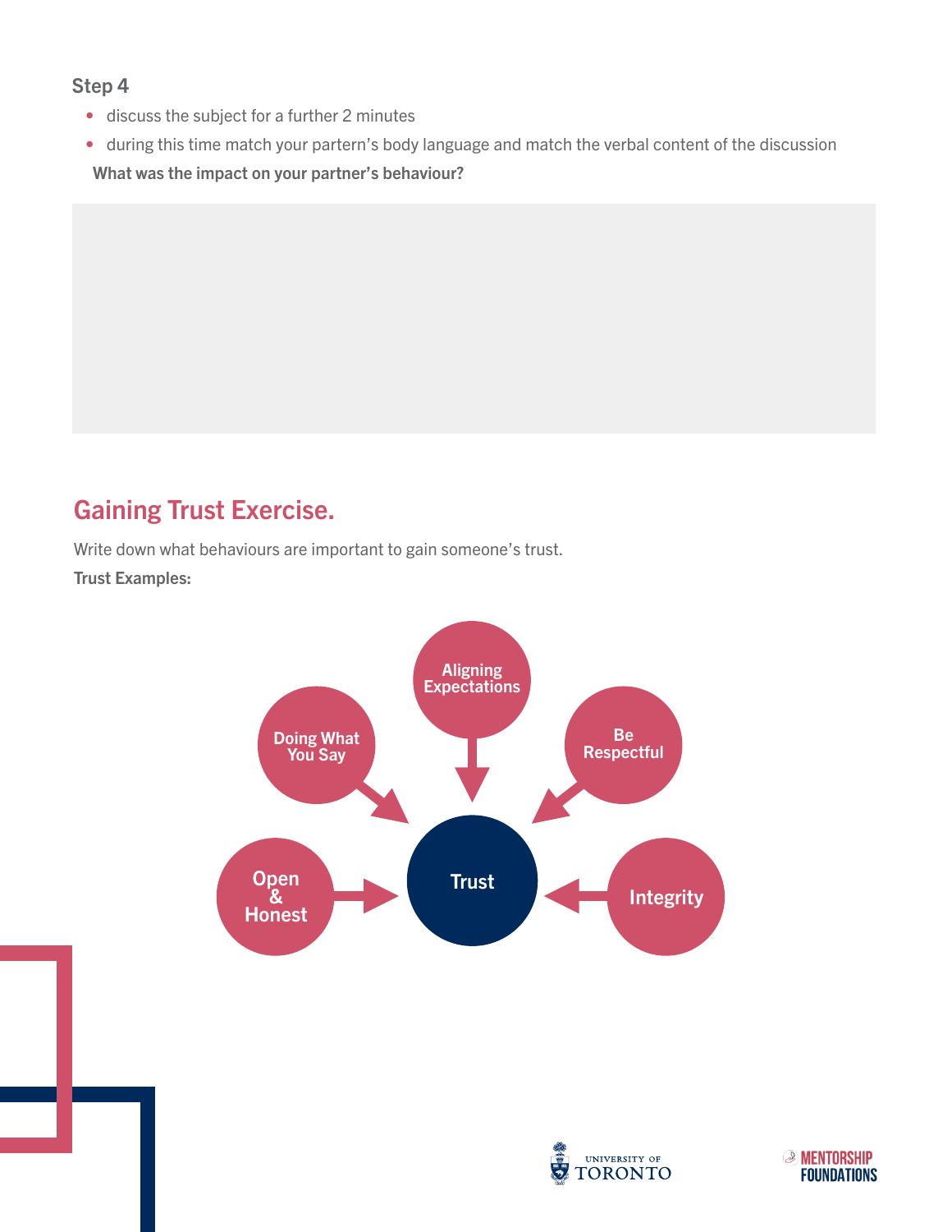**Step 4**

- discuss the subject for a further 2 minutes
- during this time match your partern's body language and match the verbal content of the discussion

**What was the impact on your partner's behaviour?**

## Gaining Trust Exercise.

Write down what behaviours are important to gain someone's trust.

**Trust Examples:**

- Aligning Expectations
- Doing What You Say
- Be Respectful
- Open & Honest
- Integrity

→ Trust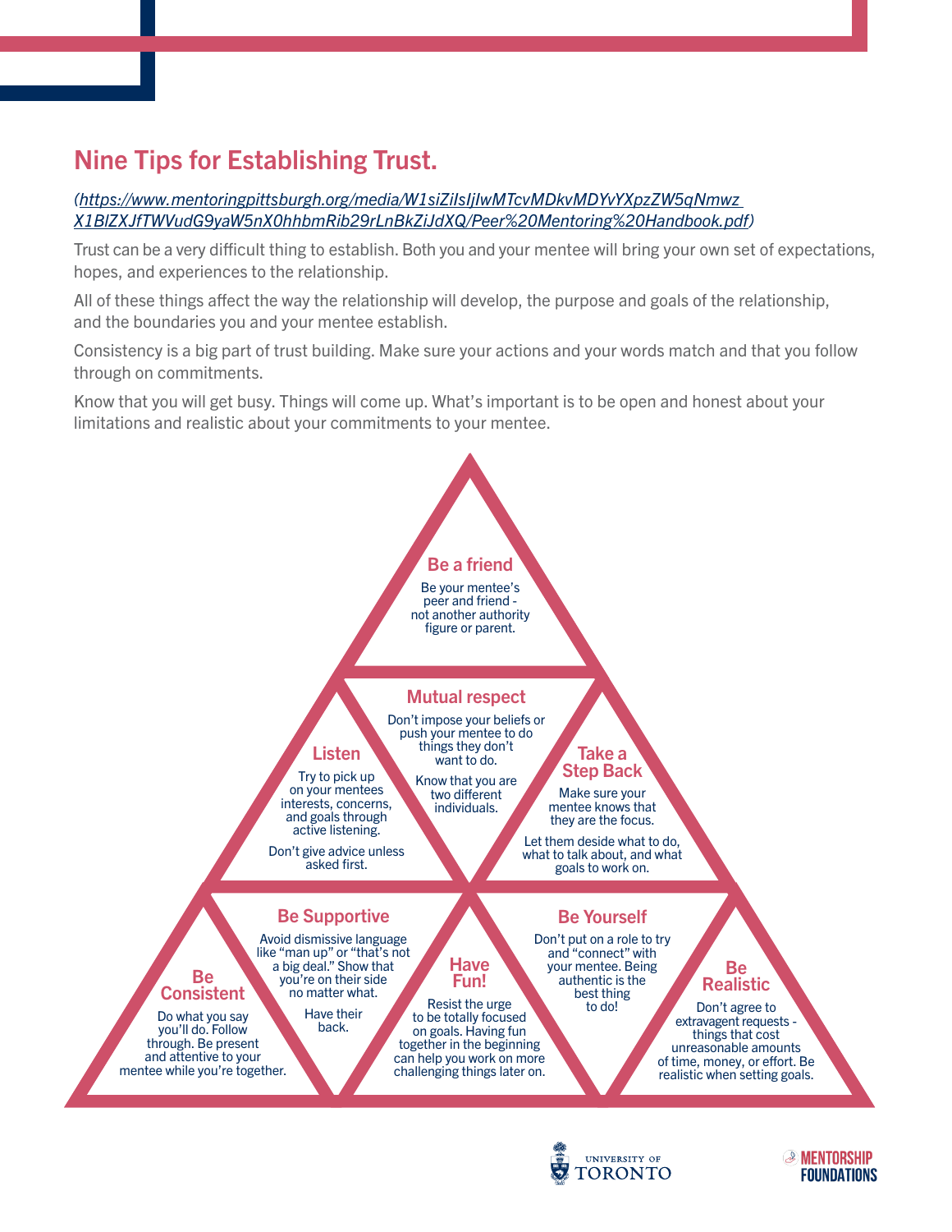## Nine Tips for Establishing Trust.

*([https://www.mentoringpittsburgh.org/media/W1siZiIsIjIwMTcvMDkvMDYvYXpzZW5qNmwz X1BlZXJfTWVudG9yaW5nX0hhbmRib29rLnBkZiJdXQ/Peer%20Mentoring%20Handbook.pdf](https://www.mentoringpittsburgh.org/media/W1siZiIsIjIwMTcvMDkvMDYvYXpzZW5qNmwzX1BlZXJfTWVudG9yaW5nX0hhbmRib29rLnBkZiJdXQ/Peer%20Mentoring%20Handbook.pdf))*

Trust can be a very difficult thing to establish. Both you and your mentee will bring your own set of expectations, hopes, and experiences to the relationship.

All of these things affect the way the relationship will develop, the purpose and goals of the relationship, and the boundaries you and your mentee establish.

Consistency is a big part of trust building. Make sure your actions and your words match and that you follow through on commitments.

Know that you will get busy. Things will come up. What's important is to be open and honest about your limitations and realistic about your commitments to your mentee.

### Be a friend

Be your mentee's peer and friend - not another authority figure or parent.

### Listen

Try to pick up on your mentees interests, concerns, and goals through active listening.

Don't give advice unless asked first.

### Mutual respect

Don't impose your beliefs or push your mentee to do things they don't want to do.

Know that you are two different individuals.

### Take a Step Back

Make sure your mentee knows that they are the focus.

Let them deside what to do, what to talk about, and what goals to work on.

### Be Consistent

Do what you say you'll do. Follow through. Be present and attentive to your mentee while you're together.

### Be Supportive

Avoid dismissive language like "man up" or "that's not a big deal." Show that you're on their side no matter what.

Have their back.

### Have Fun!

Resist the urge to be totally focused on goals. Having fun together in the beginning can help you work on more challenging things later on.

### Be Yourself

Don't put on a role to try and "connect" with your mentee. Being authentic is the best thing to do!

### Be Realistic

Don't agree to extravagant requests - things that cost unreasonable amounts of time, money, or effort. Be realistic when setting goals.

University of Toronto — Mentorship Foundations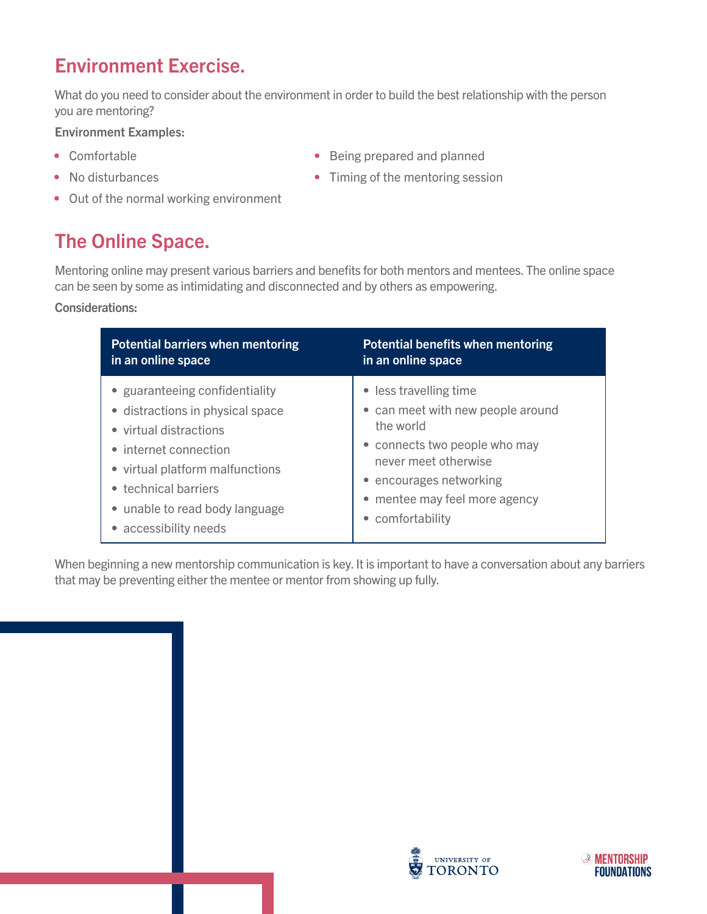## Environment Exercise.

What do you need to consider about the environment in order to build the best relationship with the person you are mentoring?

**Environment Examples:**

- Comfortable
- No disturbances
- Out of the normal working environment
- Being prepared and planned
- Timing of the mentoring session

## The Online Space.

Mentoring online may present various barriers and benefits for both mentors and mentees. The online space can be seen by some as intimidating and disconnected and by others as empowering.

**Considerations:**

| Potential barriers when mentoring in an online space | Potential benefits when mentoring in an online space |
|---|---|
| • guaranteeing confidentiality<br>• distractions in physical space<br>• virtual distractions<br>• internet connection<br>• virtual platform malfunctions<br>• technical barriers<br>• unable to read body language<br>• accessibility needs | • less travelling time<br>• can meet with new people around the world<br>• connects two people who may never meet otherwise<br>• encourages networking<br>• mentee may feel more agency<br>• comfortability |

When beginning a new mentorship communication is key. It is important to have a conversation about any barriers that may be preventing either the mentee or mentor from showing up fully.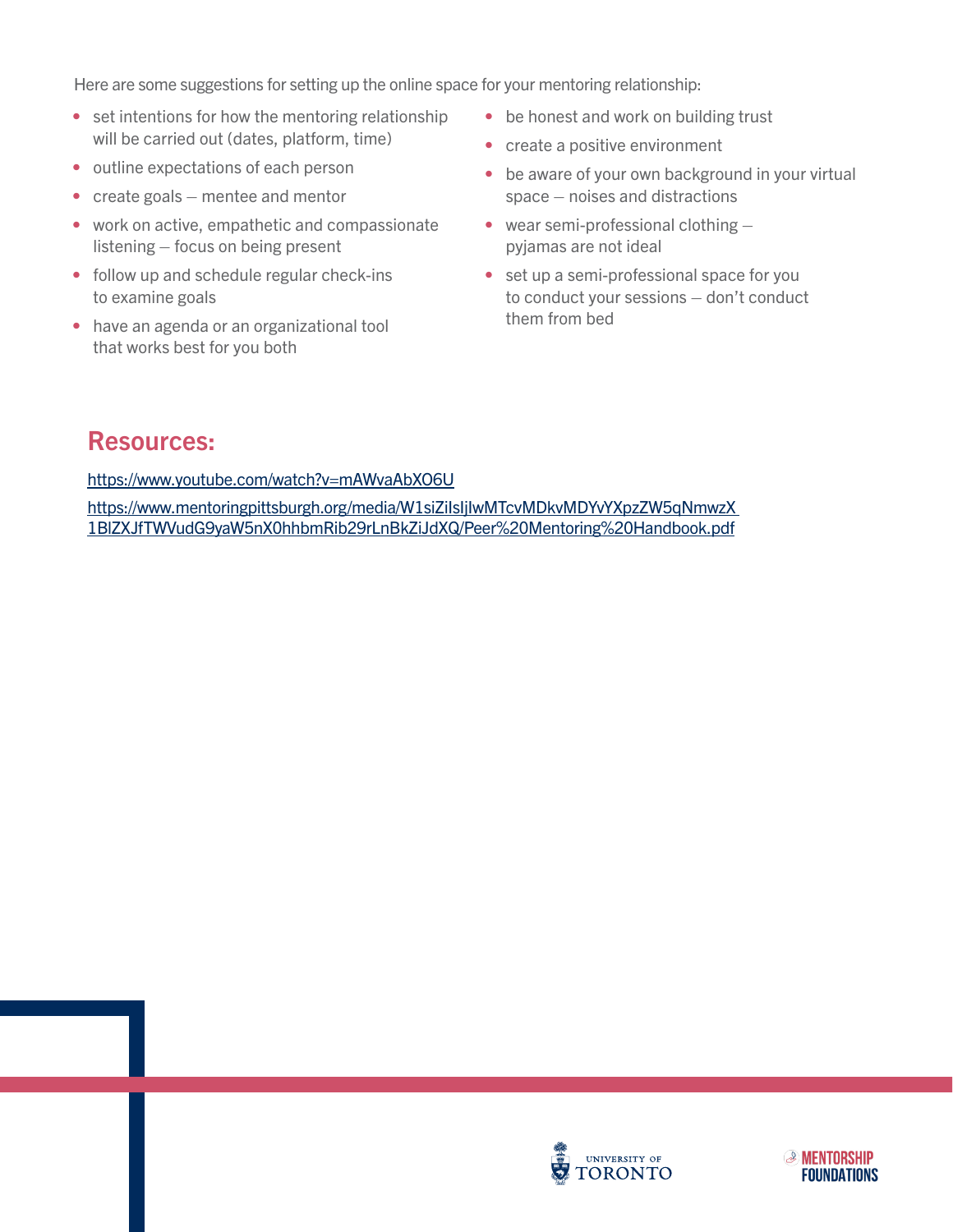Here are some suggestions for setting up the online space for your mentoring relationship:

- set intentions for how the mentoring relationship will be carried out (dates, platform, time)
- outline expectations of each person
- create goals – mentee and mentor
- work on active, empathetic and compassionate listening – focus on being present
- follow up and schedule regular check-ins to examine goals
- have an agenda or an organizational tool that works best for you both
- be honest and work on building trust
- create a positive environment
- be aware of your own background in your virtual space – noises and distractions
- wear semi-professional clothing – pyjamas are not ideal
- set up a semi-professional space for you to conduct your sessions – don't conduct them from bed

## Resources:

https://www.youtube.com/watch?v=mAWvaAbXO6U

https://www.mentoringpittsburgh.org/media/W1siZiIsIjIwMTcvMDkvMDYvYXpzZW5qNmwzX1BlZXJfTWVudG9yaW5nX0hhbmRib29rLnBkZiJdXQ/Peer%20Mentoring%20Handbook.pdf